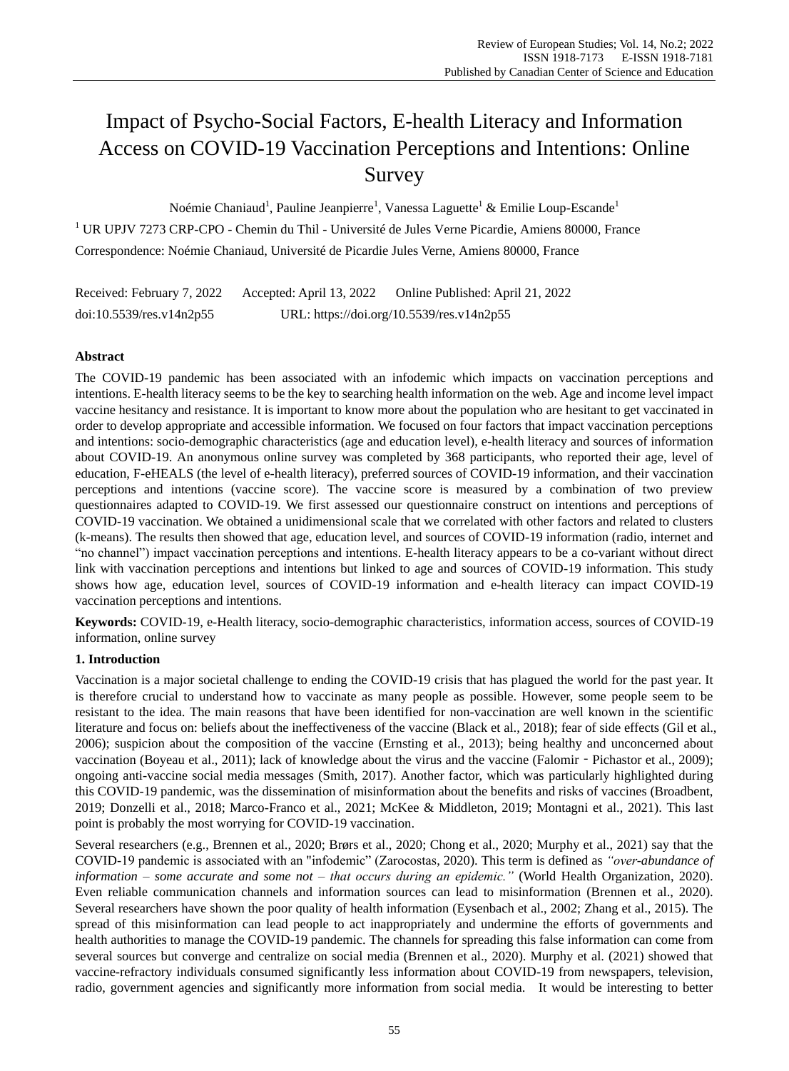# Impact of Psycho-Social Factors, E-health Literacy and Information Access on COVID-19 Vaccination Perceptions and Intentions: Online Survey

Noémie Chaniaud[1], Pauline Jeanpierre[1], Vanessa Laguette[1] & Emilie Loup-Escande[1]

[1] UR UPJV 7273 CRP-CPO - Chemin du Thil - Université de Jules Verne Picardie, Amiens 80000, France

Correspondence: Noémie Chaniaud, Université de Picardie Jules Verne, Amiens 80000, France

Received: February 7, 2022 Accepted: April 13, 2022 Online Published: April 21, 2022

doi:10.5539/res.v14n2p55 URL: https://doi.org/10.5539/res.v14n2p55

## Abstract

The COVID-19 pandemic has been associated with an infodemic which impacts on vaccination perceptions and intentions. E-health literacy seems to be the key to searching health information on the web. Age and income level impact vaccine hesitancy and resistance. It is important to know more about the population who are hesitant to get vaccinated in order to develop appropriate and accessible information. We focused on four factors that impact vaccination perceptions and intentions: socio-demographic characteristics (age and education level), e-health literacy and sources of information about COVID-19. An anonymous online survey was completed by 368 participants, who reported their age, level of education, F-eHEALS (the level of e-health literacy), preferred sources of COVID-19 information, and their vaccination perceptions and intentions (vaccine score). The vaccine score is measured by a combination of two preview questionnaires adapted to COVID-19. We first assessed our questionnaire construct on intentions and perceptions of COVID-19 vaccination. We obtained a unidimensional scale that we correlated with other factors and related to clusters (k-means). The results then showed that age, education level, and sources of COVID-19 information (radio, internet and "no channel") impact vaccination perceptions and intentions. E-health literacy appears to be a co-variant without direct link with vaccination perceptions and intentions but linked to age and sources of COVID-19 information. This study shows how age, education level, sources of COVID-19 information and e-health literacy can impact COVID-19 vaccination perceptions and intentions.

**Keywords:** COVID-19, e-Health literacy, socio-demographic characteristics, information access, sources of COVID-19 information, online survey

## 1. Introduction

Vaccination is a major societal challenge to ending the COVID-19 crisis that has plagued the world for the past year. It is therefore crucial to understand how to vaccinate as many people as possible. However, some people seem to be resistant to the idea. The main reasons that have been identified for non-vaccination are well known in the scientific literature and focus on: beliefs about the ineffectiveness of the vaccine (Black et al., 2018); fear of side effects (Gil et al., 2006); suspicion about the composition of the vaccine (Ernsting et al., 2013); being healthy and unconcerned about vaccination (Boyeau et al., 2011); lack of knowledge about the virus and the vaccine (Falomir - Pichastor et al., 2009); ongoing anti-vaccine social media messages (Smith, 2017). Another factor, which was particularly highlighted during this COVID-19 pandemic, was the dissemination of misinformation about the benefits and risks of vaccines (Broadbent, 2019; Donzelli et al., 2018; Marco-Franco et al., 2021; McKee & Middleton, 2019; Montagni et al., 2021). This last point is probably the most worrying for COVID-19 vaccination.

Several researchers (e.g., Brennen et al., 2020; Brørs et al., 2020; Chong et al., 2020; Murphy et al., 2021) say that the COVID-19 pandemic is associated with an "infodemic" (Zarocostas, 2020). This term is defined as *"over-abundance of information – some accurate and some not – that occurs during an epidemic."* (World Health Organization, 2020). Even reliable communication channels and information sources can lead to misinformation (Brennen et al., 2020). Several researchers have shown the poor quality of health information (Eysenbach et al., 2002; Zhang et al., 2015). The spread of this misinformation can lead people to act inappropriately and undermine the efforts of governments and health authorities to manage the COVID-19 pandemic. The channels for spreading this false information can come from several sources but converge and centralize on social media (Brennen et al., 2020). Murphy et al. (2021) showed that vaccine-refractory individuals consumed significantly less information about COVID-19 from newspapers, television, radio, government agencies and significantly more information from social media. It would be interesting to better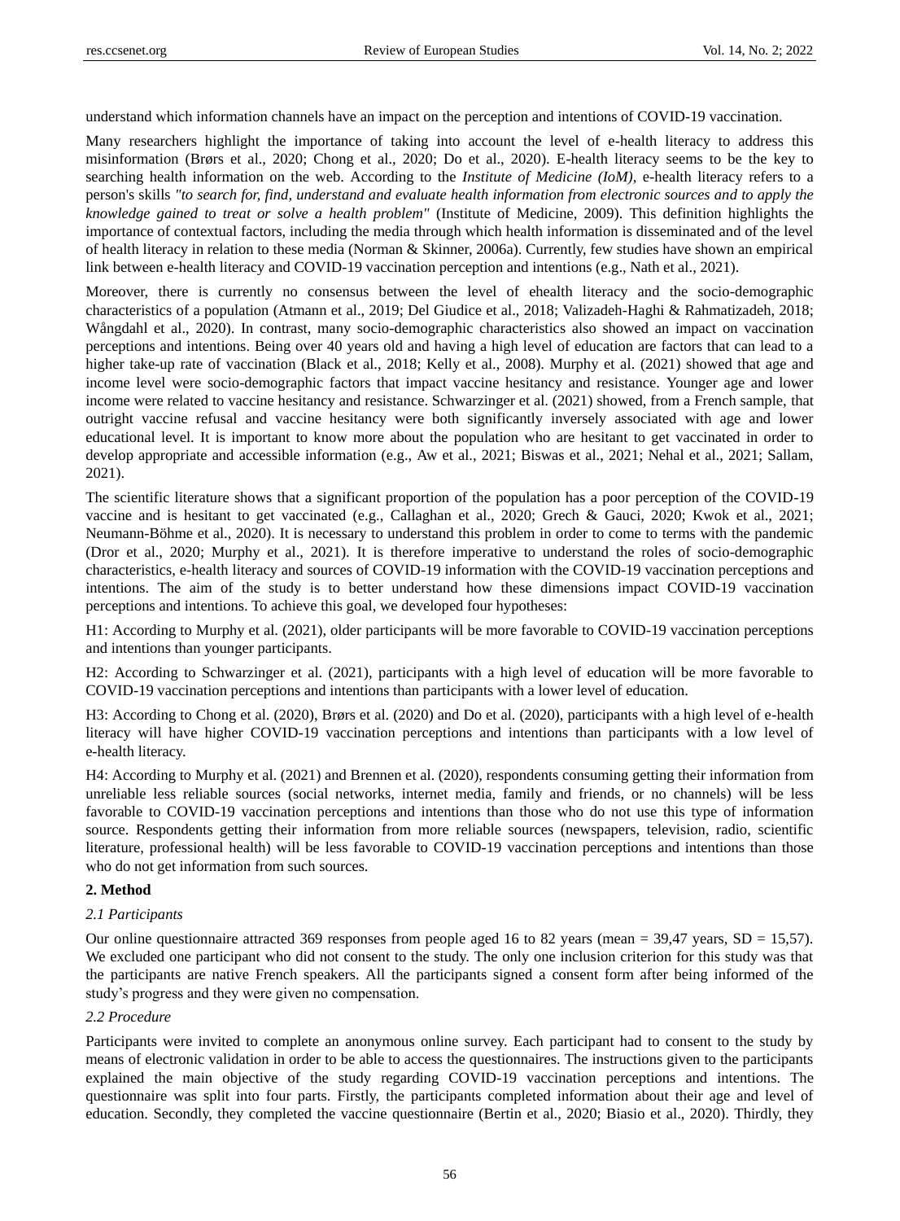understand which information channels have an impact on the perception and intentions of COVID-19 vaccination.

Many researchers highlight the importance of taking into account the level of e-health literacy to address this misinformation (Brørs et al., 2020; Chong et al., 2020; Do et al., 2020). E-health literacy seems to be the key to searching health information on the web. According to the *Institute of Medicine (IoM)*, e-health literacy refers to a person's skills *"to search for, find, understand and evaluate health information from electronic sources and to apply the knowledge gained to treat or solve a health problem"* (Institute of Medicine, 2009). This definition highlights the importance of contextual factors, including the media through which health information is disseminated and of the level of health literacy in relation to these media (Norman & Skinner, 2006a). Currently, few studies have shown an empirical link between e-health literacy and COVID-19 vaccination perception and intentions (e.g., Nath et al., 2021).

Moreover, there is currently no consensus between the level of ehealth literacy and the socio-demographic characteristics of a population (Atmann et al., 2019; Del Giudice et al., 2018; Valizadeh-Haghi & Rahmatizadeh, 2018; Wångdahl et al., 2020). In contrast, many socio-demographic characteristics also showed an impact on vaccination perceptions and intentions. Being over 40 years old and having a high level of education are factors that can lead to a higher take-up rate of vaccination (Black et al., 2018; Kelly et al., 2008). Murphy et al. (2021) showed that age and income level were socio-demographic factors that impact vaccine hesitancy and resistance. Younger age and lower income were related to vaccine hesitancy and resistance. Schwarzinger et al. (2021) showed, from a French sample, that outright vaccine refusal and vaccine hesitancy were both significantly inversely associated with age and lower educational level. It is important to know more about the population who are hesitant to get vaccinated in order to develop appropriate and accessible information (e.g., Aw et al., 2021; Biswas et al., 2021; Nehal et al., 2021; Sallam, 2021).

The scientific literature shows that a significant proportion of the population has a poor perception of the COVID-19 vaccine and is hesitant to get vaccinated (e.g., Callaghan et al., 2020; Grech & Gauci, 2020; Kwok et al., 2021; Neumann-Böhme et al., 2020). It is necessary to understand this problem in order to come to terms with the pandemic (Dror et al., 2020; Murphy et al., 2021). It is therefore imperative to understand the roles of socio-demographic characteristics, e-health literacy and sources of COVID-19 information with the COVID-19 vaccination perceptions and intentions. The aim of the study is to better understand how these dimensions impact COVID-19 vaccination perceptions and intentions. To achieve this goal, we developed four hypotheses:

H1: According to Murphy et al. (2021), older participants will be more favorable to COVID-19 vaccination perceptions and intentions than younger participants.

H2: According to Schwarzinger et al. (2021), participants with a high level of education will be more favorable to COVID-19 vaccination perceptions and intentions than participants with a lower level of education.

H3: According to Chong et al. (2020), Brørs et al. (2020) and Do et al. (2020), participants with a high level of e-health literacy will have higher COVID-19 vaccination perceptions and intentions than participants with a low level of e-health literacy.

H4: According to Murphy et al. (2021) and Brennen et al. (2020), respondents consuming getting their information from unreliable less reliable sources (social networks, internet media, family and friends, or no channels) will be less favorable to COVID-19 vaccination perceptions and intentions than those who do not use this type of information source. Respondents getting their information from more reliable sources (newspapers, television, radio, scientific literature, professional health) will be less favorable to COVID-19 vaccination perceptions and intentions than those who do not get information from such sources.

## 2. Method

### *2.1 Participants*

Our online questionnaire attracted 369 responses from people aged 16 to 82 years (mean = 39,47 years, SD = 15,57). We excluded one participant who did not consent to the study. The only one inclusion criterion for this study was that the participants are native French speakers. All the participants signed a consent form after being informed of the study's progress and they were given no compensation.

### *2.2 Procedure*

Participants were invited to complete an anonymous online survey. Each participant had to consent to the study by means of electronic validation in order to be able to access the questionnaires. The instructions given to the participants explained the main objective of the study regarding COVID-19 vaccination perceptions and intentions. The questionnaire was split into four parts. Firstly, the participants completed information about their age and level of education. Secondly, they completed the vaccine questionnaire (Bertin et al., 2020; Biasio et al., 2020). Thirdly, they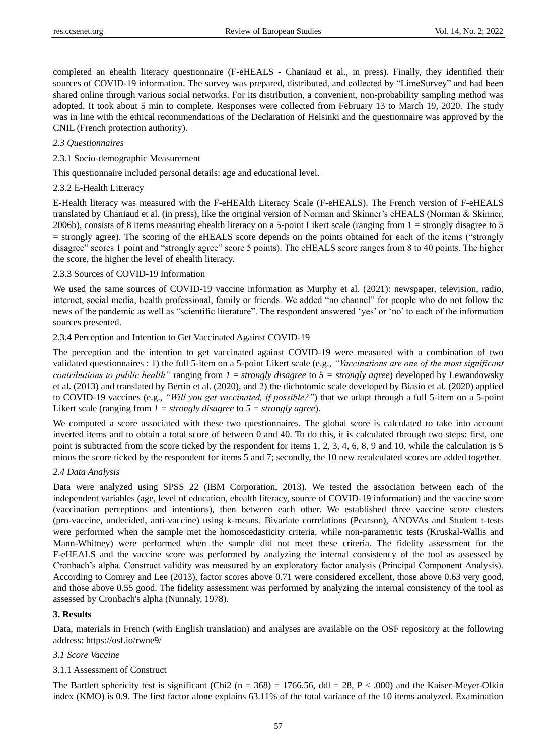completed an ehealth literacy questionnaire (F-eHEALS - Chaniaud et al., in press). Finally, they identified their sources of COVID-19 information. The survey was prepared, distributed, and collected by "LimeSurvey" and had been shared online through various social networks. For its distribution, a convenient, non-probability sampling method was adopted. It took about 5 min to complete. Responses were collected from February 13 to March 19, 2020. The study was in line with the ethical recommendations of the Declaration of Helsinki and the questionnaire was approved by the CNIL (French protection authority).

*2.3 Questionnaires*

2.3.1 Socio-demographic Measurement

This questionnaire included personal details: age and educational level.

2.3.2 E-Health Litteracy

E-Health literacy was measured with the F-eHEAlth Literacy Scale (F-eHEALS). The French version of F-eHEALS translated by Chaniaud et al. (in press), like the original version of Norman and Skinner's eHEALS (Norman & Skinner, 2006b), consists of 8 items measuring ehealth literacy on a 5-point Likert scale (ranging from 1 = strongly disagree to 5 = strongly agree). The scoring of the eHEALS score depends on the points obtained for each of the items ("strongly disagree" scores 1 point and "strongly agree" score 5 points). The eHEALS score ranges from 8 to 40 points. The higher the score, the higher the level of ehealth literacy.

2.3.3 Sources of COVID-19 Information

We used the same sources of COVID-19 vaccine information as Murphy et al. (2021): newspaper, television, radio, internet, social media, health professional, family or friends. We added "no channel" for people who do not follow the news of the pandemic as well as "scientific literature". The respondent answered 'yes' or 'no' to each of the information sources presented.

2.3.4 Perception and Intention to Get Vaccinated Against COVID-19

The perception and the intention to get vaccinated against COVID-19 were measured with a combination of two validated questionnaires : 1) the full 5-item on a 5-point Likert scale (e.g., *"Vaccinations are one of the most significant contributions to public health"* ranging from *1 = strongly disagree* to *5 = strongly agree*) developed by Lewandowsky et al. (2013) and translated by Bertin et al. (2020), and 2) the dichotomic scale developed by Biasio et al. (2020) applied to COVID-19 vaccines (e.g., *"Will you get vaccinated, if possible?"*) that we adapt through a full 5-item on a 5-point Likert scale (ranging from *1 = strongly disagree* to *5 = strongly agree*).

We computed a score associated with these two questionnaires. The global score is calculated to take into account inverted items and to obtain a total score of between 0 and 40. To do this, it is calculated through two steps: first, one point is subtracted from the score ticked by the respondent for items 1, 2, 3, 4, 6, 8, 9 and 10, while the calculation is 5 minus the score ticked by the respondent for items 5 and 7; secondly, the 10 new recalculated scores are added together.

*2.4 Data Analysis*

Data were analyzed using SPSS 22 (IBM Corporation, 2013). We tested the association between each of the independent variables (age, level of education, ehealth literacy, source of COVID-19 information) and the vaccine score (vaccination perceptions and intentions), then between each other. We established three vaccine score clusters (pro-vaccine, undecided, anti-vaccine) using k-means. Bivariate correlations (Pearson), ANOVAs and Student t-tests were performed when the sample met the homoscedasticity criteria, while non-parametric tests (Kruskal-Wallis and Mann-Whitney) were performed when the sample did not meet these criteria. The fidelity assessment for the F-eHEALS and the vaccine score was performed by analyzing the internal consistency of the tool as assessed by Cronbach's alpha. Construct validity was measured by an exploratory factor analysis (Principal Component Analysis). According to Comrey and Lee (2013), factor scores above 0.71 were considered excellent, those above 0.63 very good, and those above 0.55 good. The fidelity assessment was performed by analyzing the internal consistency of the tool as assessed by Cronbach's alpha (Nunnaly, 1978).

## 3. Results

Data, materials in French (with English translation) and analyses are available on the OSF repository at the following address: https://osf.io/rwne9/

*3.1 Score Vaccine*

3.1.1 Assessment of Construct

The Bartlett sphericity test is significant (Chi2 ($n = 368$) = 1766.56, ddl = 28, $P < .000$) and the Kaiser-Meyer-Olkin index (KMO) is 0.9. The first factor alone explains 63.11% of the total variance of the 10 items analyzed. Examination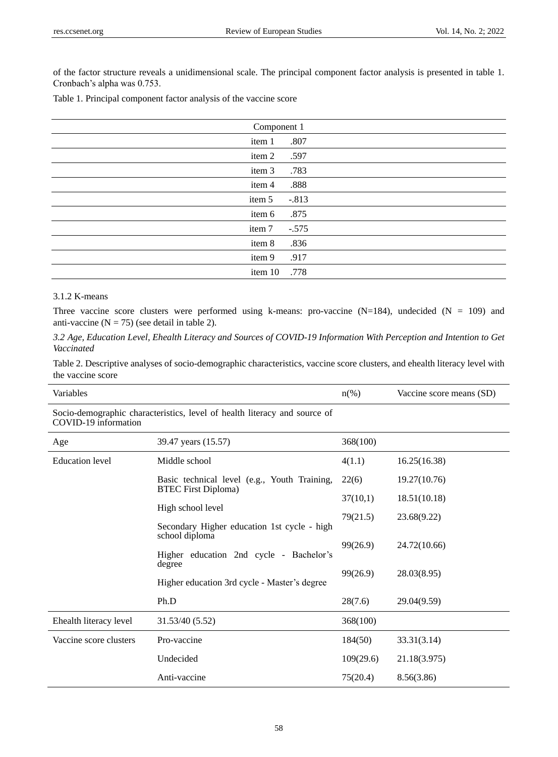of the factor structure reveals a unidimensional scale. The principal component factor analysis is presented in table 1. Cronbach's alpha was 0.753.

Table 1. Principal component factor analysis of the vaccine score

| | Component 1 |
|---|---|
| item 1 | .807 |
| item 2 | .597 |
| item 3 | .783 |
| item 4 | .888 |
| item 5 | -.813 |
| item 6 | .875 |
| item 7 | -.575 |
| item 8 | .836 |
| item 9 | .917 |
| item 10 | .778 |

#### 3.1.2 K-means

Three vaccine score clusters were performed using k-means: pro-vaccine (N=184), undecided (N = 109) and anti-vaccine (N = 75) (see detail in table 2).

### *3.2 Age, Education Level, Ehealth Literacy and Sources of COVID-19 Information With Perception and Intention to Get Vaccinated*

Table 2. Descriptive analyses of socio-demographic characteristics, vaccine score clusters, and ehealth literacy level with the vaccine score

| Variables | | n(%) | Vaccine score means (SD) |
|---|---|---|---|
| Socio-demographic characteristics, level of health literacy and source of COVID-19 information | | | |
| Age | 39.47 years (15.57) | 368(100) | |
| Education level | Middle school | 4(1.1) | 16.25(16.38) |
| | Basic technical level (e.g., Youth Training, BTEC First Diploma) | 22(6) | 19.27(10.76) |
| | High school level | 37(10,1) | 18.51(10.18) |
| | Secondary Higher education 1st cycle - high school diploma | 79(21.5) | 23.68(9.22) |
| | Higher education 2nd cycle - Bachelor's degree | 99(26.9) | 24.72(10.66) |
| | Higher education 3rd cycle - Master's degree | 99(26.9) | 28.03(8.95) |
| | Ph.D | 28(7.6) | 29.04(9.59) |
| Ehealth literacy level | 31.53/40 (5.52) | 368(100) | |
| Vaccine score clusters | Pro-vaccine | 184(50) | 33.31(3.14) |
| | Undecided | 109(29.6) | 21.18(3.975) |
| | Anti-vaccine | 75(20.4) | 8.56(3.86) |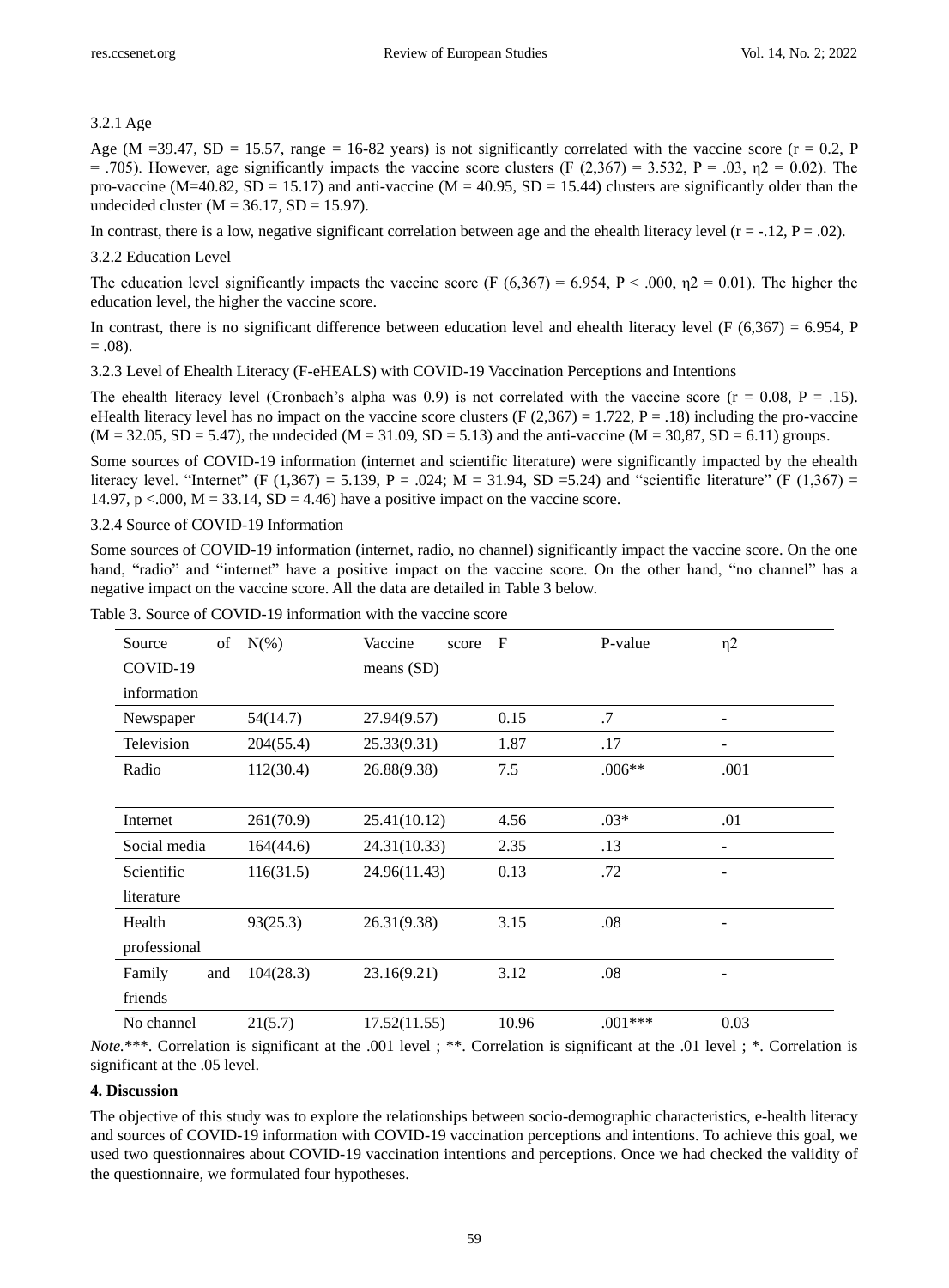### 3.2.1 Age

Age (M =39.47, SD = 15.57, range = 16-82 years) is not significantly correlated with the vaccine score (r = 0.2, P = .705). However, age significantly impacts the vaccine score clusters ($F(2,367) = 3.532$, P = .03, $\eta 2 = 0.02$). The pro-vaccine (M=40.82, SD = 15.17) and anti-vaccine (M = 40.95, SD = 15.44) clusters are significantly older than the undecided cluster (M = 36.17, SD = 15.97).

In contrast, there is a low, negative significant correlation between age and the ehealth literacy level (r = -.12, P = .02).

### 3.2.2 Education Level

The education level significantly impacts the vaccine score ($F(6,367) = 6.954$, P < .000, $\eta 2 = 0.01$). The higher the education level, the higher the vaccine score.

In contrast, there is no significant difference between education level and ehealth literacy level ($F(6,367) = 6.954$, P = .08).

### 3.2.3 Level of Ehealth Literacy (F-eHEALS) with COVID-19 Vaccination Perceptions and Intentions

The ehealth literacy level (Cronbach's alpha was 0.9) is not correlated with the vaccine score (r = 0.08, P = .15). eHealth literacy level has no impact on the vaccine score clusters ($F(2,367) = 1.722$, P = .18) including the pro-vaccine (M = 32.05, SD = 5.47), the undecided (M = 31.09, SD = 5.13) and the anti-vaccine (M = 30,87, SD = 6.11) groups.

Some sources of COVID-19 information (internet and scientific literature) were significantly impacted by the ehealth literacy level. "Internet" ($F(1,367) = 5.139$, P = .024; M = 31.94, SD =5.24) and "scientific literature" ($F(1,367) = 14.97$, p <.000, M = 33.14, SD = 4.46) have a positive impact on the vaccine score.

### 3.2.4 Source of COVID-19 Information

Some sources of COVID-19 information (internet, radio, no channel) significantly impact the vaccine score. On the one hand, "radio" and "internet" have a positive impact on the vaccine score. On the other hand, "no channel" has a negative impact on the vaccine score. All the data are detailed in Table 3 below.

Table 3. Source of COVID-19 information with the vaccine score

| Source of COVID-19 information | N(%) | Vaccine score means (SD) | F | P-value | η2 |
|---|---|---|---|---|---|
| Newspaper | 54(14.7) | 27.94(9.57) | 0.15 | .7 | - |
| Television | 204(55.4) | 25.33(9.31) | 1.87 | .17 | - |
| Radio | 112(30.4) | 26.88(9.38) | 7.5 | .006** | .001 |
| Internet | 261(70.9) | 25.41(10.12) | 4.56 | .03* | .01 |
| Social media | 164(44.6) | 24.31(10.33) | 2.35 | .13 | - |
| Scientific literature | 116(31.5) | 24.96(11.43) | 0.13 | .72 | - |
| Health professional | 93(25.3) | 26.31(9.38) | 3.15 | .08 | - |
| Family and friends | 104(28.3) | 23.16(9.21) | 3.12 | .08 | - |
| No channel | 21(5.7) | 17.52(11.55) | 10.96 | .001*** | 0.03 |

*Note.*\***. Correlation is significant at the .001 level ; **. Correlation is significant at the .01 level ; *. Correlation is significant at the .05 level.

## 4. Discussion

The objective of this study was to explore the relationships between socio-demographic characteristics, e-health literacy and sources of COVID-19 information with COVID-19 vaccination perceptions and intentions. To achieve this goal, we used two questionnaires about COVID-19 vaccination intentions and perceptions. Once we had checked the validity of the questionnaire, we formulated four hypotheses.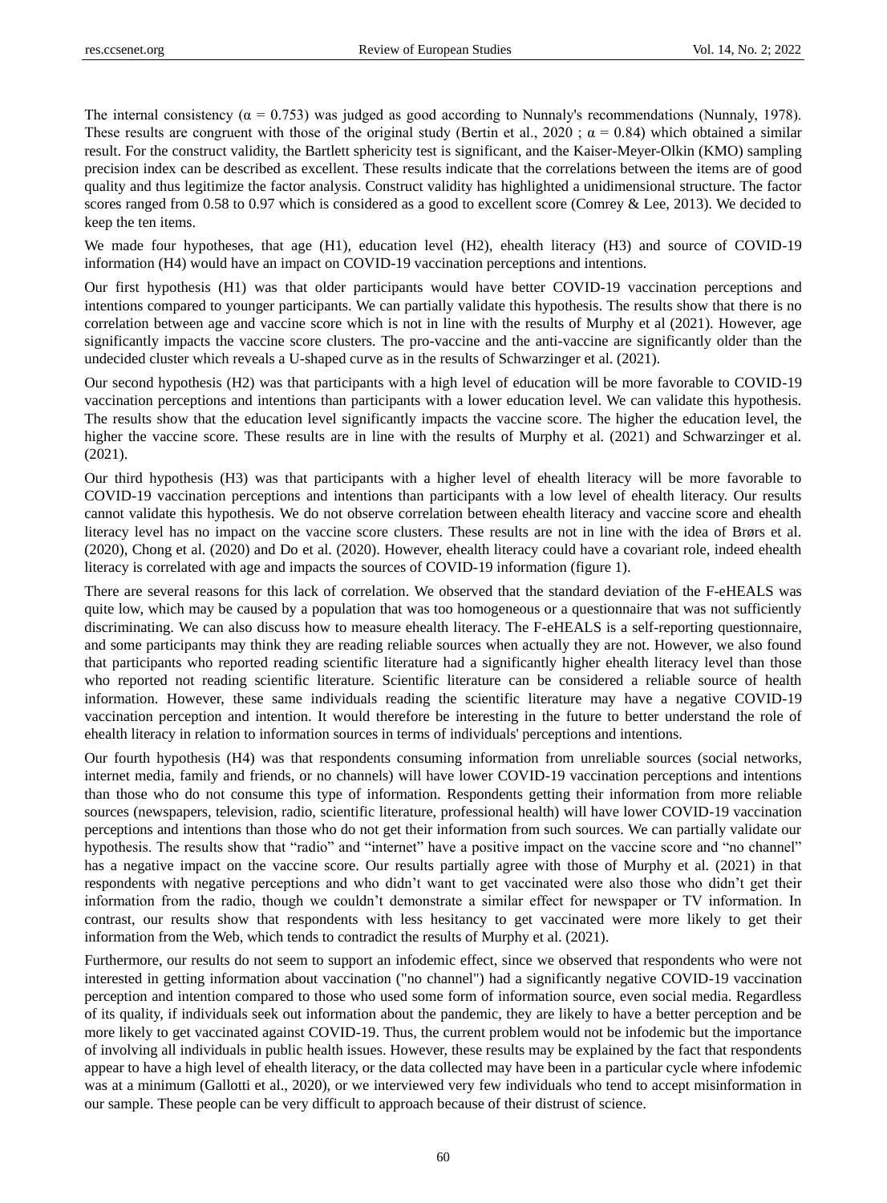The internal consistency ($\alpha = 0.753$) was judged as good according to Nunnaly's recommendations (Nunnaly, 1978). These results are congruent with those of the original study (Bertin et al., 2020 ; $\alpha = 0.84$) which obtained a similar result. For the construct validity, the Bartlett sphericity test is significant, and the Kaiser-Meyer-Olkin (KMO) sampling precision index can be described as excellent. These results indicate that the correlations between the items are of good quality and thus legitimize the factor analysis. Construct validity has highlighted a unidimensional structure. The factor scores ranged from 0.58 to 0.97 which is considered as a good to excellent score (Comrey & Lee, 2013). We decided to keep the ten items.

We made four hypotheses, that age (H1), education level (H2), ehealth literacy (H3) and source of COVID-19 information (H4) would have an impact on COVID-19 vaccination perceptions and intentions.

Our first hypothesis (H1) was that older participants would have better COVID-19 vaccination perceptions and intentions compared to younger participants. We can partially validate this hypothesis. The results show that there is no correlation between age and vaccine score which is not in line with the results of Murphy et al (2021). However, age significantly impacts the vaccine score clusters. The pro-vaccine and the anti-vaccine are significantly older than the undecided cluster which reveals a U-shaped curve as in the results of Schwarzinger et al. (2021).

Our second hypothesis (H2) was that participants with a high level of education will be more favorable to COVID-19 vaccination perceptions and intentions than participants with a lower education level. We can validate this hypothesis. The results show that the education level significantly impacts the vaccine score. The higher the education level, the higher the vaccine score. These results are in line with the results of Murphy et al. (2021) and Schwarzinger et al. (2021).

Our third hypothesis (H3) was that participants with a higher level of ehealth literacy will be more favorable to COVID-19 vaccination perceptions and intentions than participants with a low level of ehealth literacy. Our results cannot validate this hypothesis. We do not observe correlation between ehealth literacy and vaccine score and ehealth literacy level has no impact on the vaccine score clusters. These results are not in line with the idea of Brørs et al. (2020), Chong et al. (2020) and Do et al. (2020). However, ehealth literacy could have a covariant role, indeed ehealth literacy is correlated with age and impacts the sources of COVID-19 information (figure 1).

There are several reasons for this lack of correlation. We observed that the standard deviation of the F-eHEALS was quite low, which may be caused by a population that was too homogeneous or a questionnaire that was not sufficiently discriminating. We can also discuss how to measure ehealth literacy. The F-eHEALS is a self-reporting questionnaire, and some participants may think they are reading reliable sources when actually they are not. However, we also found that participants who reported reading scientific literature had a significantly higher ehealth literacy level than those who reported not reading scientific literature. Scientific literature can be considered a reliable source of health information. However, these same individuals reading the scientific literature may have a negative COVID-19 vaccination perception and intention. It would therefore be interesting in the future to better understand the role of ehealth literacy in relation to information sources in terms of individuals' perceptions and intentions.

Our fourth hypothesis (H4) was that respondents consuming information from unreliable sources (social networks, internet media, family and friends, or no channels) will have lower COVID-19 vaccination perceptions and intentions than those who do not consume this type of information. Respondents getting their information from more reliable sources (newspapers, television, radio, scientific literature, professional health) will have lower COVID-19 vaccination perceptions and intentions than those who do not get their information from such sources. We can partially validate our hypothesis. The results show that "radio" and "internet" have a positive impact on the vaccine score and "no channel" has a negative impact on the vaccine score. Our results partially agree with those of Murphy et al. (2021) in that respondents with negative perceptions and who didn't want to get vaccinated were also those who didn't get their information from the radio, though we couldn't demonstrate a similar effect for newspaper or TV information. In contrast, our results show that respondents with less hesitancy to get vaccinated were more likely to get their information from the Web, which tends to contradict the results of Murphy et al. (2021).

Furthermore, our results do not seem to support an infodemic effect, since we observed that respondents who were not interested in getting information about vaccination ("no channel") had a significantly negative COVID-19 vaccination perception and intention compared to those who used some form of information source, even social media. Regardless of its quality, if individuals seek out information about the pandemic, they are likely to have a better perception and be more likely to get vaccinated against COVID-19. Thus, the current problem would not be infodemic but the importance of involving all individuals in public health issues. However, these results may be explained by the fact that respondents appear to have a high level of ehealth literacy, or the data collected may have been in a particular cycle where infodemic was at a minimum (Gallotti et al., 2020), or we interviewed very few individuals who tend to accept misinformation in our sample. These people can be very difficult to approach because of their distrust of science.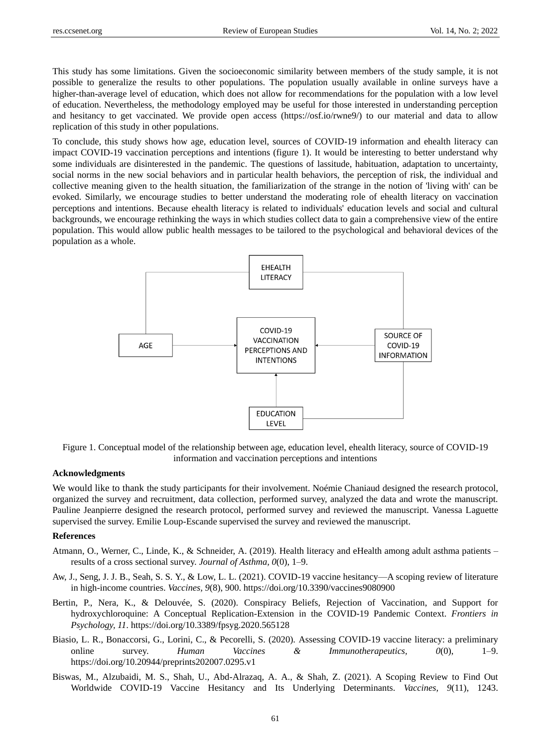This study has some limitations. Given the socioeconomic similarity between members of the study sample, it is not possible to generalize the results to other populations. The population usually available in online surveys have a higher-than-average level of education, which does not allow for recommendations for the population with a low level of education. Nevertheless, the methodology employed may be useful for those interested in understanding perception and hesitancy to get vaccinated. We provide open access (https://osf.io/rwne9/) to our material and data to allow replication of this study in other populations.

To conclude, this study shows how age, education level, sources of COVID-19 information and ehealth literacy can impact COVID-19 vaccination perceptions and intentions (figure 1). It would be interesting to better understand why some individuals are disinterested in the pandemic. The questions of lassitude, habituation, adaptation to uncertainty, social norms in the new social behaviors and in particular health behaviors, the perception of risk, the individual and collective meaning given to the health situation, the familiarization of the strange in the notion of 'living with' can be evoked. Similarly, we encourage studies to better understand the moderating role of ehealth literacy on vaccination perceptions and intentions. Because ehealth literacy is related to individuals' education levels and social and cultural backgrounds, we encourage rethinking the ways in which studies collect data to gain a comprehensive view of the entire population. This would allow public health messages to be tailored to the psychological and behavioral devices of the population as a whole.

Figure 1. Conceptual model of the relationship between age, education level, ehealth literacy, source of COVID-19 information and vaccination perceptions and intentions

**Acknowledgments**

We would like to thank the study participants for their involvement. Noémie Chaniaud designed the research protocol, organized the survey and recruitment, data collection, performed survey, analyzed the data and wrote the manuscript. Pauline Jeanpierre designed the research protocol, performed survey and reviewed the manuscript. Vanessa Laguette supervised the survey. Emilie Loup-Escande supervised the survey and reviewed the manuscript.

**References**

Atmann, O., Werner, C., Linde, K., & Schneider, A. (2019). Health literacy and eHealth among adult asthma patients – results of a cross sectional survey. *Journal of Asthma, 0*(0), 1–9.

Aw, J., Seng, J. J. B., Seah, S. S. Y., & Low, L. L. (2021). COVID-19 vaccine hesitancy—A scoping review of literature in high-income countries. *Vaccines, 9*(8), 900. https://doi.org/10.3390/vaccines9080900

Bertin, P., Nera, K., & Delouvée, S. (2020). Conspiracy Beliefs, Rejection of Vaccination, and Support for hydroxychloroquine: A Conceptual Replication-Extension in the COVID-19 Pandemic Context. *Frontiers in Psychology, 11*. https://doi.org/10.3389/fpsyg.2020.565128

Biasio, L. R., Bonaccorsi, G., Lorini, C., & Pecorelli, S. (2020). Assessing COVID-19 vaccine literacy: a preliminary online survey. *Human Vaccines & Immunotherapeutics, 0*(0), 1–9. https://doi.org/10.20944/preprints202007.0295.v1

Biswas, M., Alzubaidi, M. S., Shah, U., Abd-Alrazaq, A. A., & Shah, Z. (2021). A Scoping Review to Find Out Worldwide COVID-19 Vaccine Hesitancy and Its Underlying Determinants. *Vaccines, 9*(11), 1243.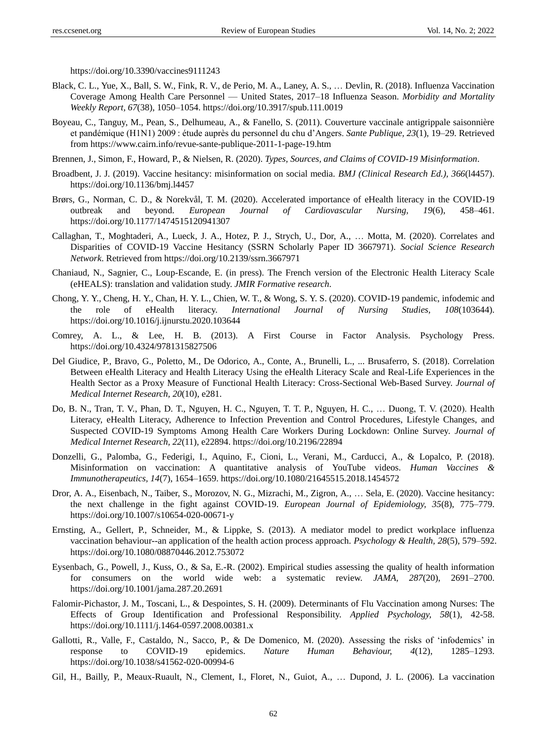https://doi.org/10.3390/vaccines9111243

Black, C. L., Yue, X., Ball, S. W., Fink, R. V., de Perio, M. A., Laney, A. S., … Devlin, R. (2018). Influenza Vaccination Coverage Among Health Care Personnel — United States, 2017–18 Influenza Season. *Morbidity and Mortality Weekly Report, 67*(38), 1050–1054. https://doi.org/10.3917/spub.111.0019

Boyeau, C., Tanguy, M., Pean, S., Delhumeau, A., & Fanello, S. (2011). Couverture vaccinale antigrippale saisonnière et pandémique (H1N1) 2009 : étude auprès du personnel du chu d'Angers. *Sante Publique, 23*(1), 19–29. Retrieved from https://www.cairn.info/revue-sante-publique-2011-1-page-19.htm

Brennen, J., Simon, F., Howard, P., & Nielsen, R. (2020). *Types, Sources, and Claims of COVID-19 Misinformation*.

Broadbent, J. J. (2019). Vaccine hesitancy: misinformation on social media. *BMJ (Clinical Research Ed.), 366*(l4457). https://doi.org/10.1136/bmj.l4457

Brørs, G., Norman, C. D., & Norekvål, T. M. (2020). Accelerated importance of eHealth literacy in the COVID-19 outbreak and beyond. *European Journal of Cardiovascular Nursing, 19*(6), 458–461. https://doi.org/10.1177/1474515120941307

Callaghan, T., Moghtaderi, A., Lueck, J. A., Hotez, P. J., Strych, U., Dor, A., … Motta, M. (2020). Correlates and Disparities of COVID-19 Vaccine Hesitancy (SSRN Scholarly Paper ID 3667971). *Social Science Research Network*. Retrieved from https://doi.org/10.2139/ssrn.3667971

Chaniaud, N., Sagnier, C., Loup-Escande, E. (in press). The French version of the Electronic Health Literacy Scale (eHEALS): translation and validation study. *JMIR Formative research*.

Chong, Y. Y., Cheng, H. Y., Chan, H. Y. L., Chien, W. T., & Wong, S. Y. S. (2020). COVID-19 pandemic, infodemic and the role of eHealth literacy. *International Journal of Nursing Studies, 108*(103644). https://doi.org/10.1016/j.ijnurstu.2020.103644

Comrey, A. L., & Lee, H. B. (2013). A First Course in Factor Analysis. Psychology Press. https://doi.org/10.4324/9781315827506

Del Giudice, P., Bravo, G., Poletto, M., De Odorico, A., Conte, A., Brunelli, L., ... Brusaferro, S. (2018). Correlation Between eHealth Literacy and Health Literacy Using the eHealth Literacy Scale and Real-Life Experiences in the Health Sector as a Proxy Measure of Functional Health Literacy: Cross-Sectional Web-Based Survey. *Journal of Medical Internet Research, 20*(10), e281.

Do, B. N., Tran, T. V., Phan, D. T., Nguyen, H. C., Nguyen, T. T. P., Nguyen, H. C., … Duong, T. V. (2020). Health Literacy, eHealth Literacy, Adherence to Infection Prevention and Control Procedures, Lifestyle Changes, and Suspected COVID-19 Symptoms Among Health Care Workers During Lockdown: Online Survey. *Journal of Medical Internet Research, 22*(11), e22894. https://doi.org/10.2196/22894

Donzelli, G., Palomba, G., Federigi, I., Aquino, F., Cioni, L., Verani, M., Carducci, A., & Lopalco, P. (2018). Misinformation on vaccination: A quantitative analysis of YouTube videos. *Human Vaccines & Immunotherapeutics, 14*(7), 1654–1659. https://doi.org/10.1080/21645515.2018.1454572

Dror, A. A., Eisenbach, N., Taiber, S., Morozov, N. G., Mizrachi, M., Zigron, A., … Sela, E. (2020). Vaccine hesitancy: the next challenge in the fight against COVID-19. *European Journal of Epidemiology, 35*(8), 775–779. https://doi.org/10.1007/s10654-020-00671-y

Ernsting, A., Gellert, P., Schneider, M., & Lippke, S. (2013). A mediator model to predict workplace influenza vaccination behaviour--an application of the health action process approach. *Psychology & Health, 28*(5), 579–592. https://doi.org/10.1080/08870446.2012.753072

Eysenbach, G., Powell, J., Kuss, O., & Sa, E.-R. (2002). Empirical studies assessing the quality of health information for consumers on the world wide web: a systematic review. *JAMA, 287*(20), 2691–2700. https://doi.org/10.1001/jama.287.20.2691

Falomir-Pichastor, J. M., Toscani, L., & Despointes, S. H. (2009). Determinants of Flu Vaccination among Nurses: The Effects of Group Identification and Professional Responsibility. *Applied Psychology, 58*(1), 42-58. https://doi.org/10.1111/j.1464-0597.2008.00381.x

Gallotti, R., Valle, F., Castaldo, N., Sacco, P., & De Domenico, M. (2020). Assessing the risks of 'infodemics' in response to COVID-19 epidemics. *Nature Human Behaviour, 4*(12), 1285–1293. https://doi.org/10.1038/s41562-020-00994-6

Gil, H., Bailly, P., Meaux-Ruault, N., Clement, I., Floret, N., Guiot, A., … Dupond, J. L. (2006). La vaccination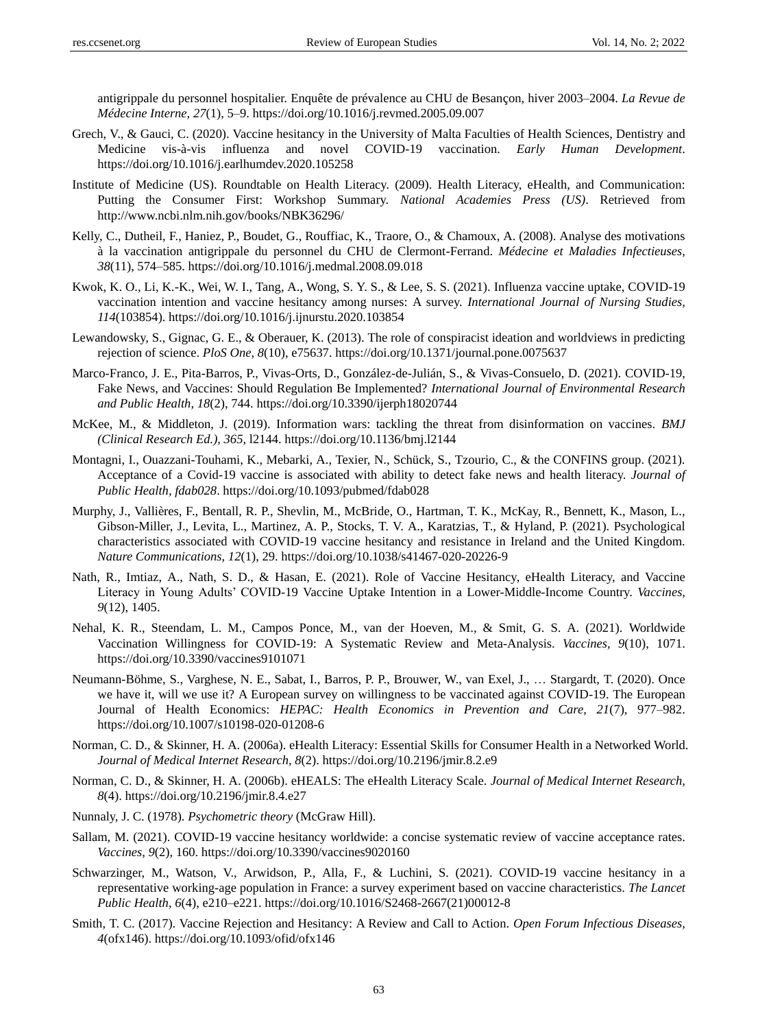antigrippale du personnel hospitalier. Enquête de prévalence au CHU de Besançon, hiver 2003–2004. *La Revue de Médecine Interne, 27*(1), 5–9. https://doi.org/10.1016/j.revmed.2005.09.007

Grech, V., & Gauci, C. (2020). Vaccine hesitancy in the University of Malta Faculties of Health Sciences, Dentistry and Medicine vis-à-vis influenza and novel COVID-19 vaccination. *Early Human Development*. https://doi.org/10.1016/j.earlhumdev.2020.105258

Institute of Medicine (US). Roundtable on Health Literacy. (2009). Health Literacy, eHealth, and Communication: Putting the Consumer First: Workshop Summary. *National Academies Press (US)*. Retrieved from http://www.ncbi.nlm.nih.gov/books/NBK36296/

Kelly, C., Dutheil, F., Haniez, P., Boudet, G., Rouffiac, K., Traore, O., & Chamoux, A. (2008). Analyse des motivations à la vaccination antigrippale du personnel du CHU de Clermont-Ferrand. *Médecine et Maladies Infectieuses, 38*(11), 574–585. https://doi.org/10.1016/j.medmal.2008.09.018

Kwok, K. O., Li, K.-K., Wei, W. I., Tang, A., Wong, S. Y. S., & Lee, S. S. (2021). Influenza vaccine uptake, COVID-19 vaccination intention and vaccine hesitancy among nurses: A survey. *International Journal of Nursing Studies, 114*(103854). https://doi.org/10.1016/j.ijnurstu.2020.103854

Lewandowsky, S., Gignac, G. E., & Oberauer, K. (2013). The role of conspiracist ideation and worldviews in predicting rejection of science. *PloS One, 8*(10), e75637. https://doi.org/10.1371/journal.pone.0075637

Marco-Franco, J. E., Pita-Barros, P., Vivas-Orts, D., González-de-Julián, S., & Vivas-Consuelo, D. (2021). COVID-19, Fake News, and Vaccines: Should Regulation Be Implemented? *International Journal of Environmental Research and Public Health, 18*(2), 744. https://doi.org/10.3390/ijerph18020744

McKee, M., & Middleton, J. (2019). Information wars: tackling the threat from disinformation on vaccines. *BMJ (Clinical Research Ed.), 365*, l2144. https://doi.org/10.1136/bmj.l2144

Montagni, I., Ouazzani-Touhami, K., Mebarki, A., Texier, N., Schück, S., Tzourio, C., & the CONFINS group. (2021). Acceptance of a Covid-19 vaccine is associated with ability to detect fake news and health literacy. *Journal of Public Health, fdab028*. https://doi.org/10.1093/pubmed/fdab028

Murphy, J., Vallières, F., Bentall, R. P., Shevlin, M., McBride, O., Hartman, T. K., McKay, R., Bennett, K., Mason, L., Gibson-Miller, J., Levita, L., Martinez, A. P., Stocks, T. V. A., Karatzias, T., & Hyland, P. (2021). Psychological characteristics associated with COVID-19 vaccine hesitancy and resistance in Ireland and the United Kingdom. *Nature Communications, 12*(1), 29. https://doi.org/10.1038/s41467-020-20226-9

Nath, R., Imtiaz, A., Nath, S. D., & Hasan, E. (2021). Role of Vaccine Hesitancy, eHealth Literacy, and Vaccine Literacy in Young Adults' COVID-19 Vaccine Uptake Intention in a Lower-Middle-Income Country. *Vaccines, 9*(12), 1405.

Nehal, K. R., Steendam, L. M., Campos Ponce, M., van der Hoeven, M., & Smit, G. S. A. (2021). Worldwide Vaccination Willingness for COVID-19: A Systematic Review and Meta-Analysis. *Vaccines, 9*(10), 1071. https://doi.org/10.3390/vaccines9101071

Neumann-Böhme, S., Varghese, N. E., Sabat, I., Barros, P. P., Brouwer, W., van Exel, J., … Stargardt, T. (2020). Once we have it, will we use it? A European survey on willingness to be vaccinated against COVID-19. The European Journal of Health Economics: *HEPAC: Health Economics in Prevention and Care, 21*(7), 977–982. https://doi.org/10.1007/s10198-020-01208-6

Norman, C. D., & Skinner, H. A. (2006a). eHealth Literacy: Essential Skills for Consumer Health in a Networked World. *Journal of Medical Internet Research, 8*(2). https://doi.org/10.2196/jmir.8.2.e9

Norman, C. D., & Skinner, H. A. (2006b). eHEALS: The eHealth Literacy Scale. *Journal of Medical Internet Research, 8*(4). https://doi.org/10.2196/jmir.8.4.e27

Nunnaly, J. C. (1978). *Psychometric theory* (McGraw Hill).

Sallam, M. (2021). COVID-19 vaccine hesitancy worldwide: a concise systematic review of vaccine acceptance rates. *Vaccines, 9*(2), 160. https://doi.org/10.3390/vaccines9020160

Schwarzinger, M., Watson, V., Arwidson, P., Alla, F., & Luchini, S. (2021). COVID-19 vaccine hesitancy in a representative working-age population in France: a survey experiment based on vaccine characteristics. *The Lancet Public Health, 6*(4), e210–e221. https://doi.org/10.1016/S2468-2667(21)00012-8

Smith, T. C. (2017). Vaccine Rejection and Hesitancy: A Review and Call to Action. *Open Forum Infectious Diseases, 4*(ofx146). https://doi.org/10.1093/ofid/ofx146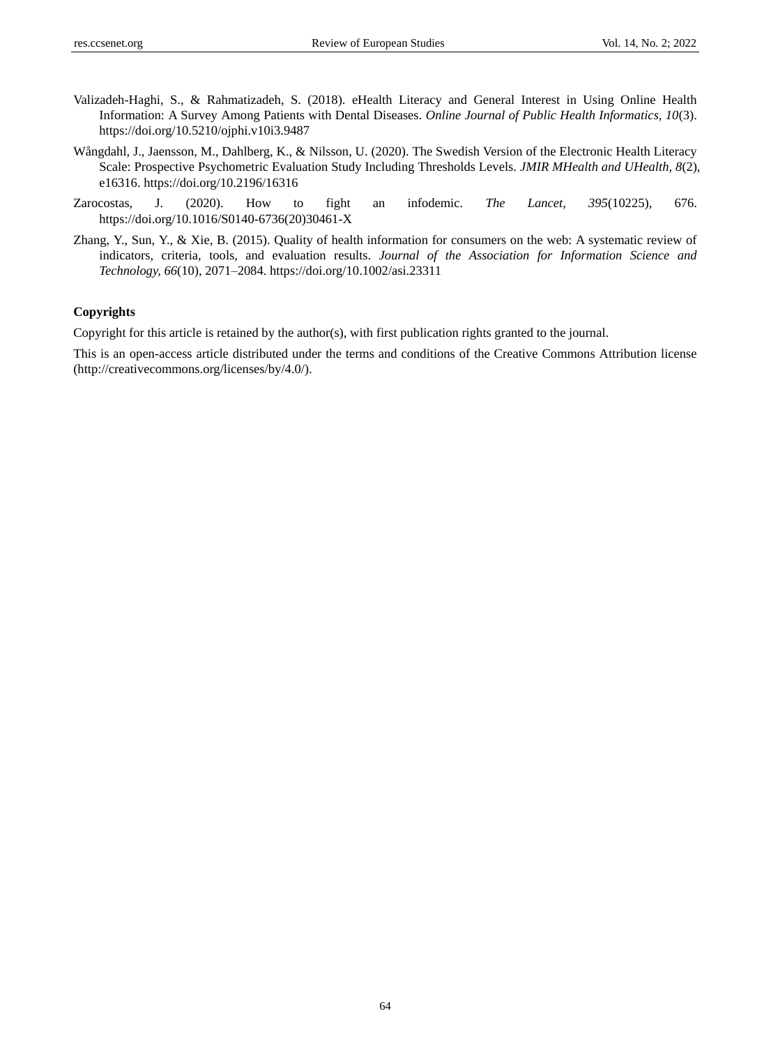Valizadeh-Haghi, S., & Rahmatizadeh, S. (2018). eHealth Literacy and General Interest in Using Online Health Information: A Survey Among Patients with Dental Diseases. *Online Journal of Public Health Informatics, 10*(3). https://doi.org/10.5210/ojphi.v10i3.9487

Wångdahl, J., Jaensson, M., Dahlberg, K., & Nilsson, U. (2020). The Swedish Version of the Electronic Health Literacy Scale: Prospective Psychometric Evaluation Study Including Thresholds Levels. *JMIR MHealth and UHealth, 8*(2), e16316. https://doi.org/10.2196/16316

Zarocostas, J. (2020). How to fight an infodemic. *The Lancet, 395*(10225), 676. https://doi.org/10.1016/S0140-6736(20)30461-X

Zhang, Y., Sun, Y., & Xie, B. (2015). Quality of health information for consumers on the web: A systematic review of indicators, criteria, tools, and evaluation results. *Journal of the Association for Information Science and Technology, 66*(10), 2071–2084. https://doi.org/10.1002/asi.23311

**Copyrights**

Copyright for this article is retained by the author(s), with first publication rights granted to the journal.

This is an open-access article distributed under the terms and conditions of the Creative Commons Attribution license (http://creativecommons.org/licenses/by/4.0/).